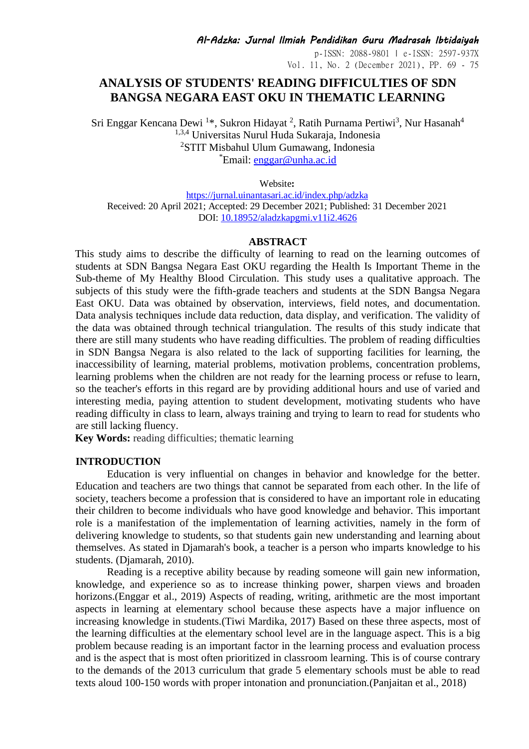# ANALYSIS OF STUDENTS' READING DIFFICULTIES OF SDN BANGSA NEGARA EAST OKU IN THEMATIC LEARNING

Sri Enggar Kencana Dewi [1]*, Sukron Hidayat [2], Ratih Purnama Pertiwi[3], Nur Hasanah[4]

[1,3,4] Universitas Nurul Huda Sukaraja, Indonesia

[2]STIT Misbahul Ulum Gumawang, Indonesia

*Email: enggar@unha.ac.id

Website**:**

https://jurnal.uinantasari.ac.id/index.php/adzka

Received: 20 April 2021; Accepted: 29 December 2021; Published: 31 December 2021

DOI: 10.18952/aladzkapgmi.v11i2.4626

## ABSTRACT

This study aims to describe the difficulty of learning to read on the learning outcomes of students at SDN Bangsa Negara East OKU regarding the Health Is Important Theme in the Sub-theme of My Healthy Blood Circulation. This study uses a qualitative approach. The subjects of this study were the fifth-grade teachers and students at the SDN Bangsa Negara East OKU. Data was obtained by observation, interviews, field notes, and documentation. Data analysis techniques include data reduction, data display, and verification. The validity of the data was obtained through technical triangulation. The results of this study indicate that there are still many students who have reading difficulties. The problem of reading difficulties in SDN Bangsa Negara is also related to the lack of supporting facilities for learning, the inaccessibility of learning, material problems, motivation problems, concentration problems, learning problems when the children are not ready for the learning process or refuse to learn, so the teacher's efforts in this regard are by providing additional hours and use of varied and interesting media, paying attention to student development, motivating students who have reading difficulty in class to learn, always training and trying to learn to read for students who are still lacking fluency.

**Key Words:** reading difficulties; thematic learning

## INTRODUCTION

Education is very influential on changes in behavior and knowledge for the better. Education and teachers are two things that cannot be separated from each other. In the life of society, teachers become a profession that is considered to have an important role in educating their children to become individuals who have good knowledge and behavior. This important role is a manifestation of the implementation of learning activities, namely in the form of delivering knowledge to students, so that students gain new understanding and learning about themselves. As stated in Djamarah's book, a teacher is a person who imparts knowledge to his students. (Djamarah, 2010).

Reading is a receptive ability because by reading someone will gain new information, knowledge, and experience so as to increase thinking power, sharpen views and broaden horizons.(Enggar et al., 2019) Aspects of reading, writing, arithmetic are the most important aspects in learning at elementary school because these aspects have a major influence on increasing knowledge in students.(Tiwi Mardika, 2017) Based on these three aspects, most of the learning difficulties at the elementary school level are in the language aspect. This is a big problem because reading is an important factor in the learning process and evaluation process and is the aspect that is most often prioritized in classroom learning. This is of course contrary to the demands of the 2013 curriculum that grade 5 elementary schools must be able to read texts aloud 100-150 words with proper intonation and pronunciation.(Panjaitan et al., 2018)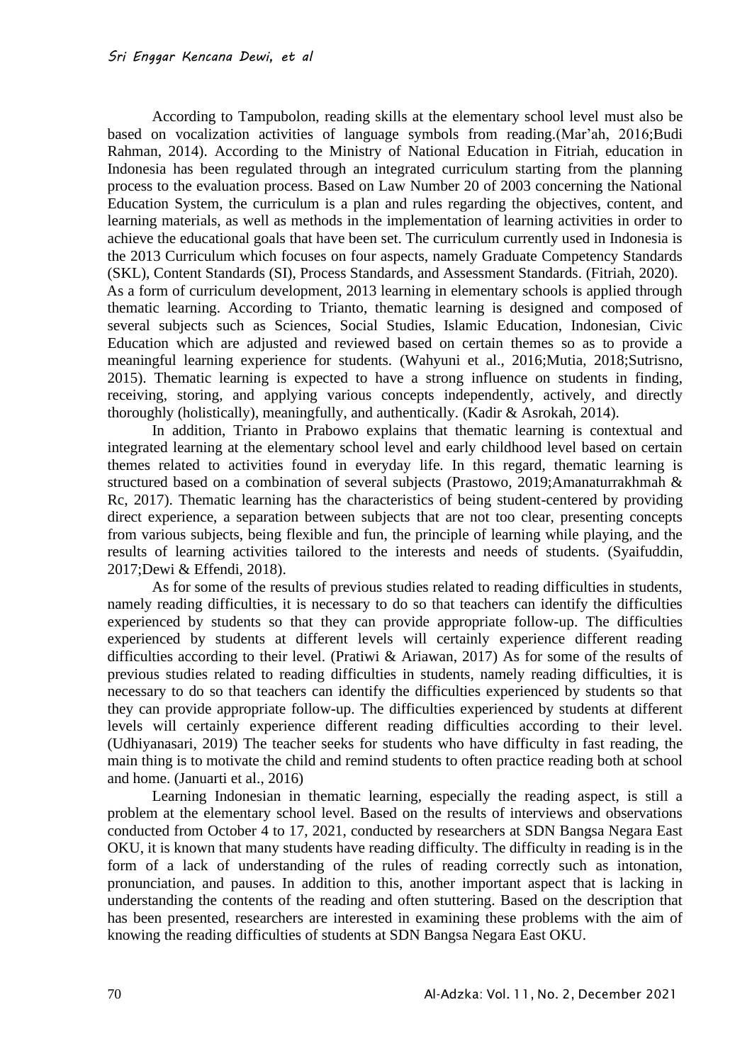According to Tampubolon, reading skills at the elementary school level must also be based on vocalization activities of language symbols from reading.(Mar'ah, 2016;Budi Rahman, 2014). According to the Ministry of National Education in Fitriah, education in Indonesia has been regulated through an integrated curriculum starting from the planning process to the evaluation process. Based on Law Number 20 of 2003 concerning the National Education System, the curriculum is a plan and rules regarding the objectives, content, and learning materials, as well as methods in the implementation of learning activities in order to achieve the educational goals that have been set. The curriculum currently used in Indonesia is the 2013 Curriculum which focuses on four aspects, namely Graduate Competency Standards (SKL), Content Standards (SI), Process Standards, and Assessment Standards. (Fitriah, 2020). As a form of curriculum development, 2013 learning in elementary schools is applied through thematic learning. According to Trianto, thematic learning is designed and composed of several subjects such as Sciences, Social Studies, Islamic Education, Indonesian, Civic Education which are adjusted and reviewed based on certain themes so as to provide a meaningful learning experience for students. (Wahyuni et al., 2016;Mutia, 2018;Sutrisno, 2015). Thematic learning is expected to have a strong influence on students in finding, receiving, storing, and applying various concepts independently, actively, and directly thoroughly (holistically), meaningfully, and authentically. (Kadir & Asrokah, 2014).

In addition, Trianto in Prabowo explains that thematic learning is contextual and integrated learning at the elementary school level and early childhood level based on certain themes related to activities found in everyday life. In this regard, thematic learning is structured based on a combination of several subjects (Prastowo, 2019;Amanaturrakhmah & Rc, 2017). Thematic learning has the characteristics of being student-centered by providing direct experience, a separation between subjects that are not too clear, presenting concepts from various subjects, being flexible and fun, the principle of learning while playing, and the results of learning activities tailored to the interests and needs of students. (Syaifuddin, 2017;Dewi & Effendi, 2018).

As for some of the results of previous studies related to reading difficulties in students, namely reading difficulties, it is necessary to do so that teachers can identify the difficulties experienced by students so that they can provide appropriate follow-up. The difficulties experienced by students at different levels will certainly experience different reading difficulties according to their level. (Pratiwi & Ariawan, 2017) As for some of the results of previous studies related to reading difficulties in students, namely reading difficulties, it is necessary to do so that teachers can identify the difficulties experienced by students so that they can provide appropriate follow-up. The difficulties experienced by students at different levels will certainly experience different reading difficulties according to their level. (Udhiyanasari, 2019) The teacher seeks for students who have difficulty in fast reading, the main thing is to motivate the child and remind students to often practice reading both at school and home. (Januarti et al., 2016)

Learning Indonesian in thematic learning, especially the reading aspect, is still a problem at the elementary school level. Based on the results of interviews and observations conducted from October 4 to 17, 2021, conducted by researchers at SDN Bangsa Negara East OKU, it is known that many students have reading difficulty. The difficulty in reading is in the form of a lack of understanding of the rules of reading correctly such as intonation, pronunciation, and pauses. In addition to this, another important aspect that is lacking in understanding the contents of the reading and often stuttering. Based on the description that has been presented, researchers are interested in examining these problems with the aim of knowing the reading difficulties of students at SDN Bangsa Negara East OKU.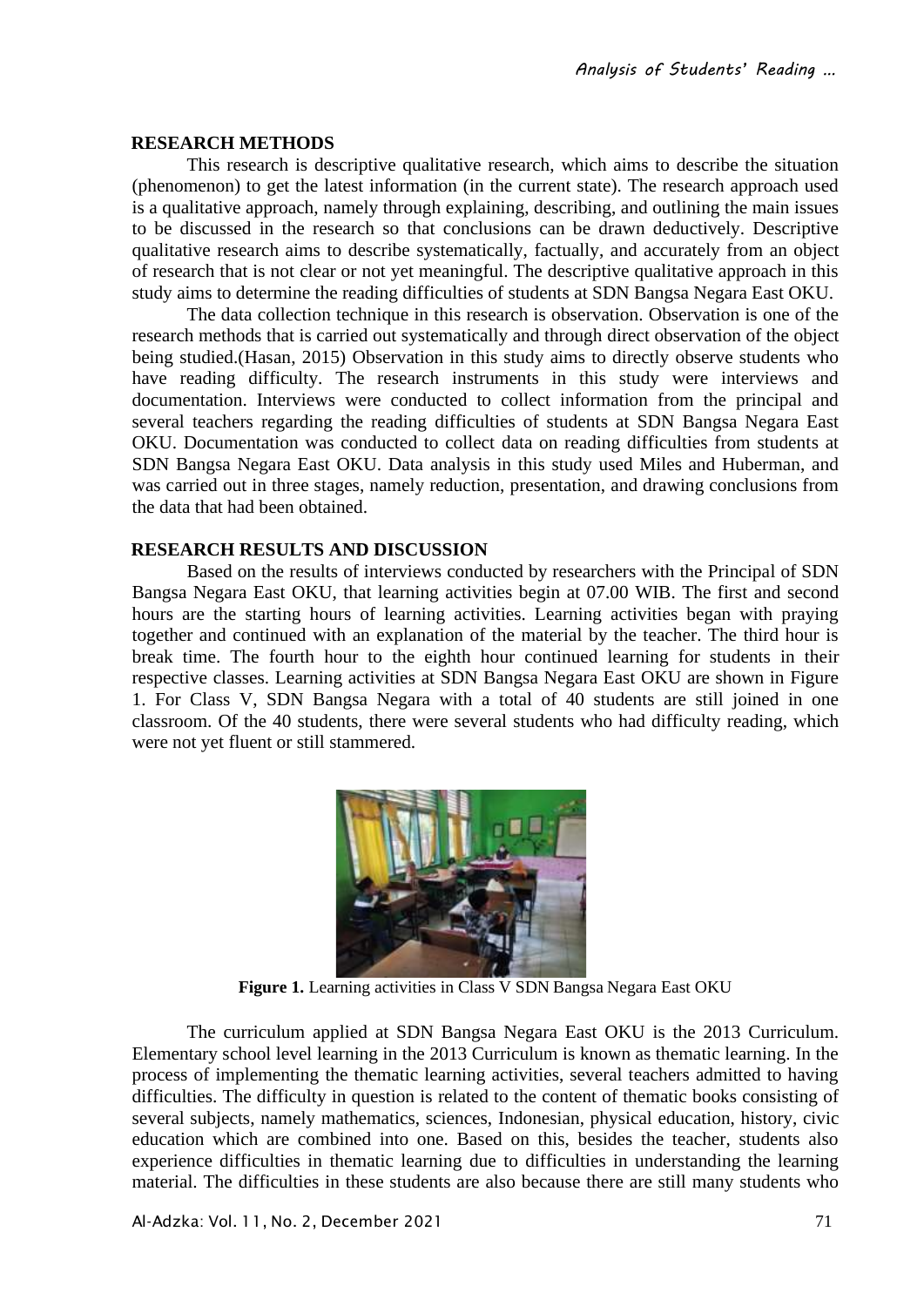## RESEARCH METHODS

This research is descriptive qualitative research, which aims to describe the situation (phenomenon) to get the latest information (in the current state). The research approach used is a qualitative approach, namely through explaining, describing, and outlining the main issues to be discussed in the research so that conclusions can be drawn deductively. Descriptive qualitative research aims to describe systematically, factually, and accurately from an object of research that is not clear or not yet meaningful. The descriptive qualitative approach in this study aims to determine the reading difficulties of students at SDN Bangsa Negara East OKU.

The data collection technique in this research is observation. Observation is one of the research methods that is carried out systematically and through direct observation of the object being studied.(Hasan, 2015) Observation in this study aims to directly observe students who have reading difficulty. The research instruments in this study were interviews and documentation. Interviews were conducted to collect information from the principal and several teachers regarding the reading difficulties of students at SDN Bangsa Negara East OKU. Documentation was conducted to collect data on reading difficulties from students at SDN Bangsa Negara East OKU. Data analysis in this study used Miles and Huberman, and was carried out in three stages, namely reduction, presentation, and drawing conclusions from the data that had been obtained.

## RESEARCH RESULTS AND DISCUSSION

Based on the results of interviews conducted by researchers with the Principal of SDN Bangsa Negara East OKU, that learning activities begin at 07.00 WIB. The first and second hours are the starting hours of learning activities. Learning activities began with praying together and continued with an explanation of the material by the teacher. The third hour is break time. The fourth hour to the eighth hour continued learning for students in their respective classes. Learning activities at SDN Bangsa Negara East OKU are shown in Figure 1. For Class V, SDN Bangsa Negara with a total of 40 students are still joined in one classroom. Of the 40 students, there were several students who had difficulty reading, which were not yet fluent or still stammered.

**Figure 1.** Learning activities in Class V SDN Bangsa Negara East OKU

The curriculum applied at SDN Bangsa Negara East OKU is the 2013 Curriculum. Elementary school level learning in the 2013 Curriculum is known as thematic learning. In the process of implementing the thematic learning activities, several teachers admitted to having difficulties. The difficulty in question is related to the content of thematic books consisting of several subjects, namely mathematics, sciences, Indonesian, physical education, history, civic education which are combined into one. Based on this, besides the teacher, students also experience difficulties in thematic learning due to difficulties in understanding the learning material. The difficulties in these students are also because there are still many students who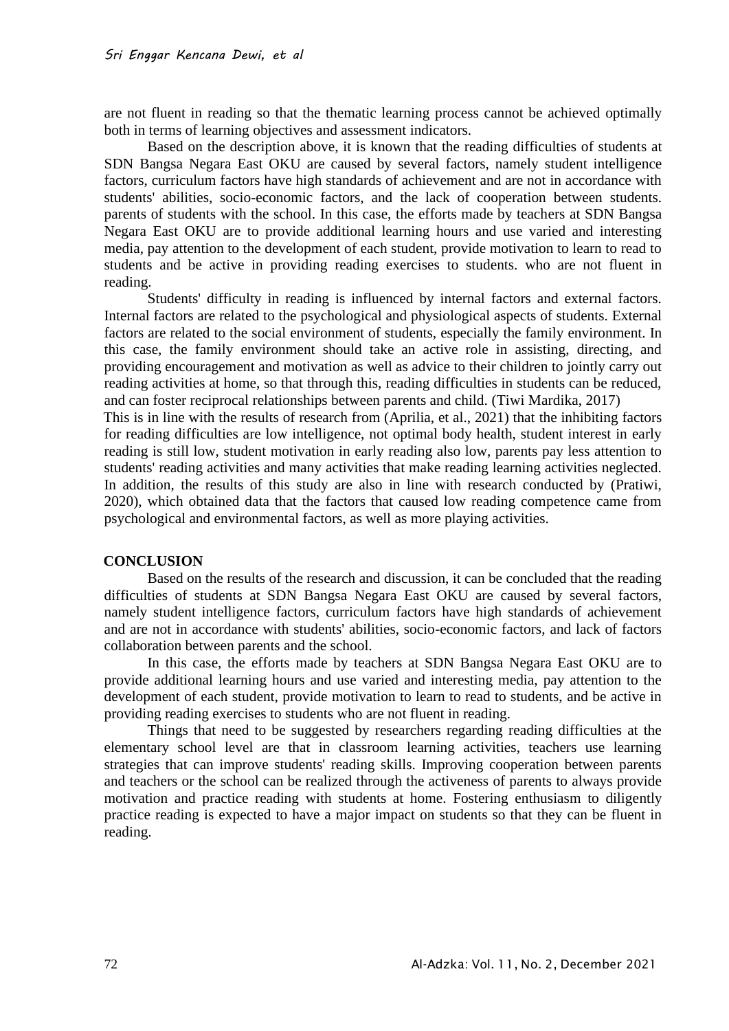are not fluent in reading so that the thematic learning process cannot be achieved optimally both in terms of learning objectives and assessment indicators.

Based on the description above, it is known that the reading difficulties of students at SDN Bangsa Negara East OKU are caused by several factors, namely student intelligence factors, curriculum factors have high standards of achievement and are not in accordance with students' abilities, socio-economic factors, and the lack of cooperation between students. parents of students with the school. In this case, the efforts made by teachers at SDN Bangsa Negara East OKU are to provide additional learning hours and use varied and interesting media, pay attention to the development of each student, provide motivation to learn to read to students and be active in providing reading exercises to students. who are not fluent in reading.

Students' difficulty in reading is influenced by internal factors and external factors. Internal factors are related to the psychological and physiological aspects of students. External factors are related to the social environment of students, especially the family environment. In this case, the family environment should take an active role in assisting, directing, and providing encouragement and motivation as well as advice to their children to jointly carry out reading activities at home, so that through this, reading difficulties in students can be reduced, and can foster reciprocal relationships between parents and child. (Tiwi Mardika, 2017)

This is in line with the results of research from (Aprilia, et al., 2021) that the inhibiting factors for reading difficulties are low intelligence, not optimal body health, student interest in early reading is still low, student motivation in early reading also low, parents pay less attention to students' reading activities and many activities that make reading learning activities neglected. In addition, the results of this study are also in line with research conducted by (Pratiwi, 2020), which obtained data that the factors that caused low reading competence came from psychological and environmental factors, as well as more playing activities.

## CONCLUSION

Based on the results of the research and discussion, it can be concluded that the reading difficulties of students at SDN Bangsa Negara East OKU are caused by several factors, namely student intelligence factors, curriculum factors have high standards of achievement and are not in accordance with students' abilities, socio-economic factors, and lack of factors collaboration between parents and the school.

In this case, the efforts made by teachers at SDN Bangsa Negara East OKU are to provide additional learning hours and use varied and interesting media, pay attention to the development of each student, provide motivation to learn to read to students, and be active in providing reading exercises to students who are not fluent in reading.

Things that need to be suggested by researchers regarding reading difficulties at the elementary school level are that in classroom learning activities, teachers use learning strategies that can improve students' reading skills. Improving cooperation between parents and teachers or the school can be realized through the activeness of parents to always provide motivation and practice reading with students at home. Fostering enthusiasm to diligently practice reading is expected to have a major impact on students so that they can be fluent in reading.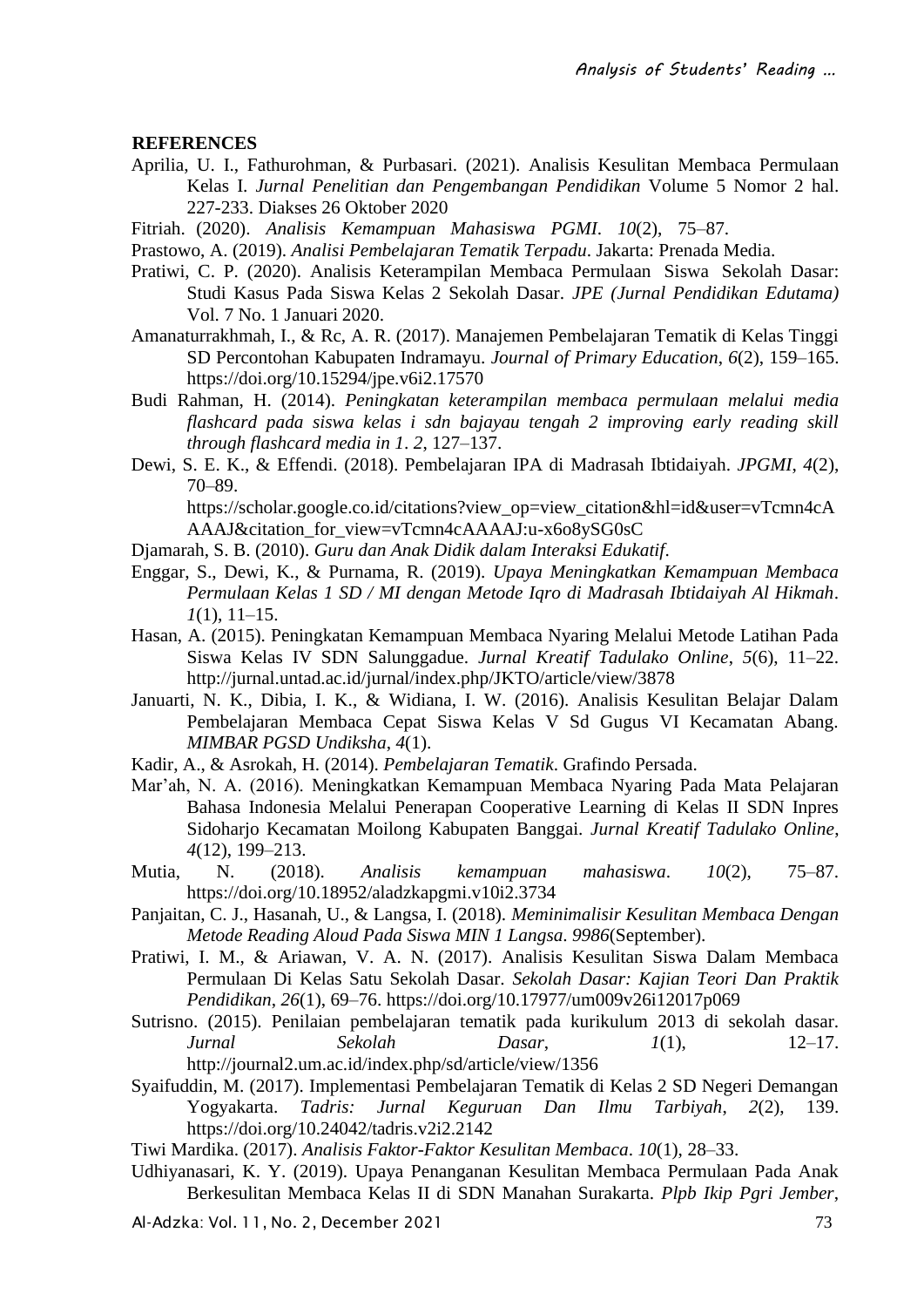**REFERENCES**

Aprilia, U. I., Fathurohman, & Purbasari. (2021). Analisis Kesulitan Membaca Permulaan Kelas I. *Jurnal Penelitian dan Pengembangan Pendidikan* Volume 5 Nomor 2 hal. 227-233. Diakses 26 Oktober 2020

Fitriah. (2020). *Analisis Kemampuan Mahasiswa PGMI*. *10*(2), 75–87.

Prastowo, A. (2019). *Analisi Pembelajaran Tematik Terpadu*. Jakarta: Prenada Media.

Pratiwi, C. P. (2020). Analisis Keterampilan Membaca Permulaan Siswa Sekolah Dasar: Studi Kasus Pada Siswa Kelas 2 Sekolah Dasar. *JPE (Jurnal Pendidikan Edutama)* Vol. 7 No. 1 Januari 2020.

Amanaturrakhmah, I., & Rc, A. R. (2017). Manajemen Pembelajaran Tematik di Kelas Tinggi SD Percontohan Kabupaten Indramayu. *Journal of Primary Education*, *6*(2), 159–165. https://doi.org/10.15294/jpe.v6i2.17570

Budi Rahman, H. (2014). *Peningkatan keterampilan membaca permulaan melalui media flashcard pada siswa kelas i sdn bajayau tengah 2 improving early reading skill through flashcard media in 1*. *2*, 127–137.

Dewi, S. E. K., & Effendi. (2018). Pembelajaran IPA di Madrasah Ibtidaiyah. *JPGMI*, *4*(2), 70–89. https://scholar.google.co.id/citations?view_op=view_citation&hl=id&user=vTcmn4cAAAAJ&citation_for_view=vTcmn4cAAAAJ:u-x6o8ySG0sC

Djamarah, S. B. (2010). *Guru dan Anak Didik dalam Interaksi Edukatif*.

Enggar, S., Dewi, K., & Purnama, R. (2019). *Upaya Meningkatkan Kemampuan Membaca Permulaan Kelas 1 SD / MI dengan Metode Iqro di Madrasah Ibtidaiyah Al Hikmah*. *1*(1), 11–15.

Hasan, A. (2015). Peningkatan Kemampuan Membaca Nyaring Melalui Metode Latihan Pada Siswa Kelas IV SDN Salunggadue. *Jurnal Kreatif Tadulako Online*, *5*(6), 11–22. http://jurnal.untad.ac.id/jurnal/index.php/JKTO/article/view/3878

Januarti, N. K., Dibia, I. K., & Widiana, I. W. (2016). Analisis Kesulitan Belajar Dalam Pembelajaran Membaca Cepat Siswa Kelas V Sd Gugus VI Kecamatan Abang. *MIMBAR PGSD Undiksha*, *4*(1).

Kadir, A., & Asrokah, H. (2014). *Pembelajaran Tematik*. Grafindo Persada.

Mar'ah, N. A. (2016). Meningkatkan Kemampuan Membaca Nyaring Pada Mata Pelajaran Bahasa Indonesia Melalui Penerapan Cooperative Learning di Kelas II SDN Inpres Sidoharjo Kecamatan Moilong Kabupaten Banggai. *Jurnal Kreatif Tadulako Online*, *4*(12), 199–213.

Mutia, N. (2018). *Analisis kemampuan mahasiswa*. *10*(2), 75–87. https://doi.org/10.18952/aladzkapgmi.v10i2.3734

Panjaitan, C. J., Hasanah, U., & Langsa, I. (2018). *Meminimalisir Kesulitan Membaca Dengan Metode Reading Aloud Pada Siswa MIN 1 Langsa*. *9986*(September).

Pratiwi, I. M., & Ariawan, V. A. N. (2017). Analisis Kesulitan Siswa Dalam Membaca Permulaan Di Kelas Satu Sekolah Dasar. *Sekolah Dasar: Kajian Teori Dan Praktik Pendidikan*, *26*(1), 69–76. https://doi.org/10.17977/um009v26i12017p069

Sutrisno. (2015). Penilaian pembelajaran tematik pada kurikulum 2013 di sekolah dasar. *Jurnal Sekolah Dasar*, *1*(1), 12–17. http://journal2.um.ac.id/index.php/sd/article/view/1356

Syaifuddin, M. (2017). Implementasi Pembelajaran Tematik di Kelas 2 SD Negeri Demangan Yogyakarta. *Tadris: Jurnal Keguruan Dan Ilmu Tarbiyah*, *2*(2), 139. https://doi.org/10.24042/tadris.v2i2.2142

Tiwi Mardika. (2017). *Analisis Faktor-Faktor Kesulitan Membaca*. *10*(1), 28–33.

Udhiyanasari, K. Y. (2019). Upaya Penanganan Kesulitan Membaca Permulaan Pada Anak Berkesulitan Membaca Kelas II di SDN Manahan Surakarta. *Plpb Ikip Pgri Jember*,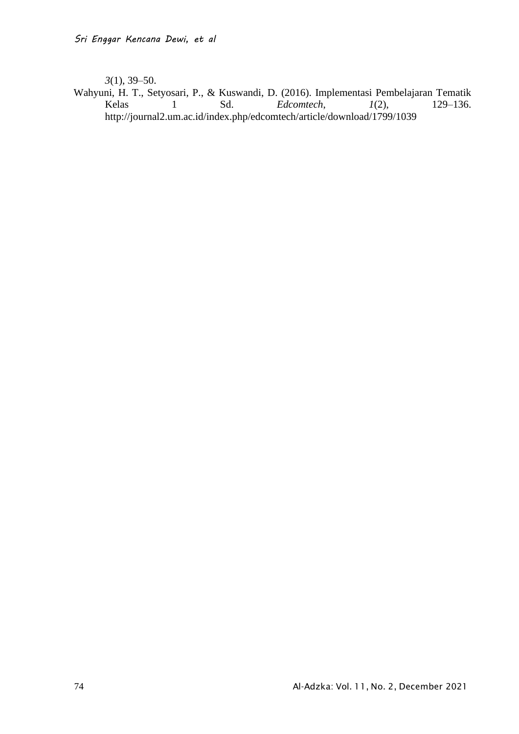*3*(1), 39–50.

Wahyuni, H. T., Setyosari, P., & Kuswandi, D. (2016). Implementasi Pembelajaran Tematik Kelas 1 Sd. *Edcomtech*, *1*(2), 129–136. http://journal2.um.ac.id/index.php/edcomtech/article/download/1799/1039